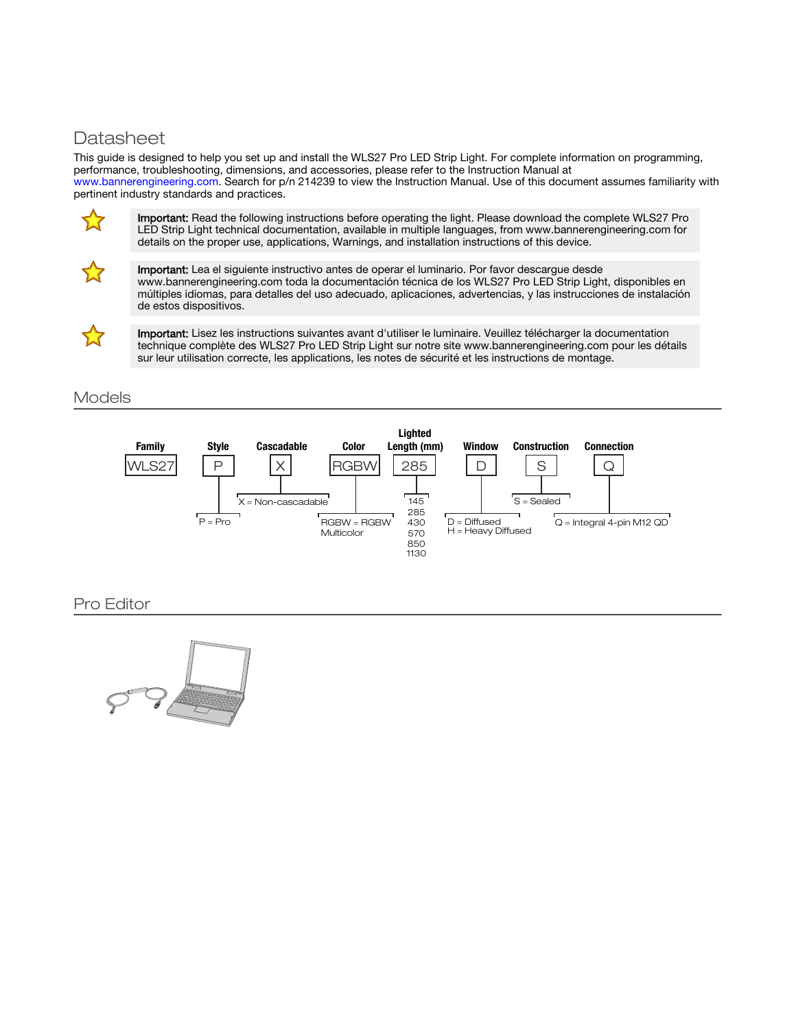# Datasheet

This guide is designed to help you set up and install the WLS27 Pro LED Strip Light. For complete information on programming, performance, troubleshooting, dimensions, and accessories, please refer to the Instruction Manual at www.bannerengineering.com. Search for p/n 214239 to view the Instruction Manual. Use of this document assumes familiarity with pertinent industry standards and practices.

**Important:** Read the following instructions before operating the light. Please download the complete WLS27 Pro LED Strip Light technical documentation, available in multiple languages, from www.bannerengineering.com for details on the proper use, applications, Warnings, and installation instructions of this device.

**Important:** Lea el siguiente instructivo antes de operar el luminario. Por favor descargue desde www.bannerengineering.com toda la documentación técnica de los WLS27 Pro LED Strip Light, disponibles en múltiples idiomas, para detalles del uso adecuado, aplicaciones, advertencias, y las instrucciones de instalación de estos dispositivos.

**Important:** Lisez les instructions suivantes avant d'utiliser le luminaire. Veuillez télécharger la documentation technique complète des WLS27 Pro LED Strip Light sur notre site www.bannerengineering.com pour les détails sur leur utilisation correcte, les applications, les notes de sécurité et les instructions de montage.

## Models

Family: WLS27

Style: P — P = Pro

Cascadable: X — X = Non-cascadable

Color: RGBW — RGBW = RGBW Multicolor

Lighted Length (mm): 285 — 145, 285, 430, 570, 850, 1130

Window: D — D = Diffused, H = Heavy Diffused

Construction: S — S = Sealed

Connection: Q — Q = Integral 4-pin M12 QD

## Pro Editor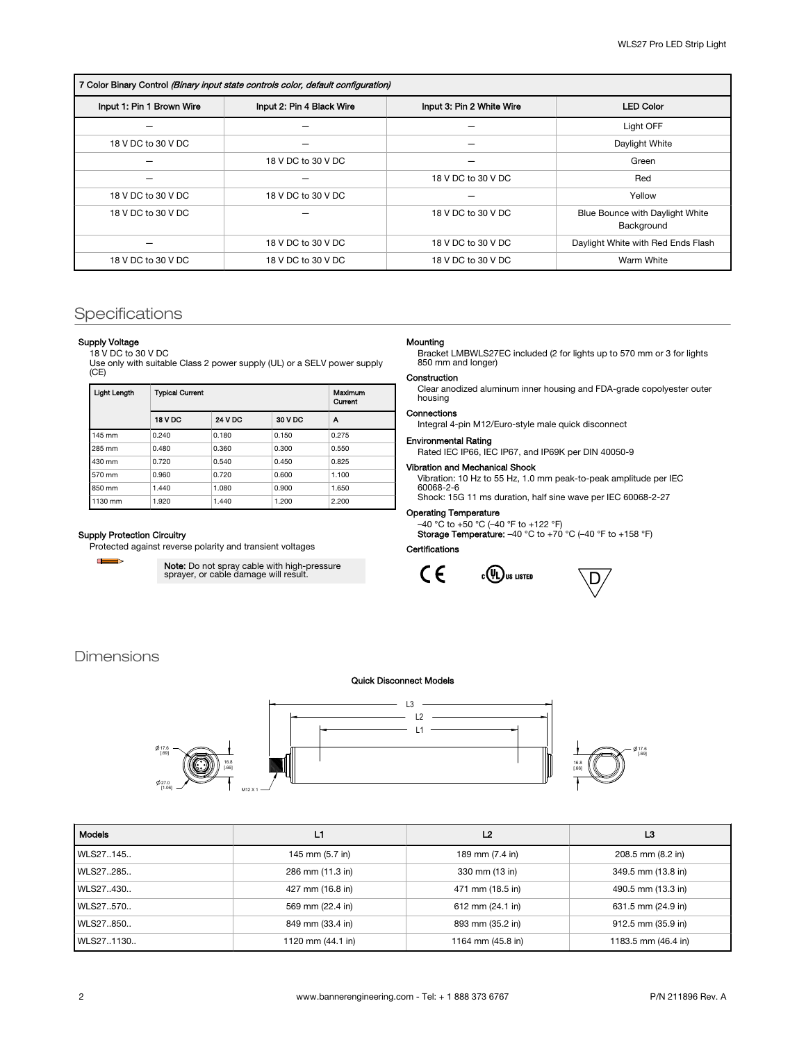| 7 Color Binary Control *(Binary input state controls color, default configuration)* | | | |
|---|---|---|---|
| Input 1: Pin 1 Brown Wire | Input 2: Pin 4 Black Wire | Input 3: Pin 2 White Wire | LED Color |
| — | — | — | Light OFF |
| 18 V DC to 30 V DC | — | — | Daylight White |
| — | 18 V DC to 30 V DC | — | Green |
| — | — | 18 V DC to 30 V DC | Red |
| 18 V DC to 30 V DC | 18 V DC to 30 V DC | — | Yellow |
| 18 V DC to 30 V DC | — | 18 V DC to 30 V DC | Blue Bounce with Daylight White Background |
| — | 18 V DC to 30 V DC | 18 V DC to 30 V DC | Daylight White with Red Ends Flash |
| 18 V DC to 30 V DC | 18 V DC to 30 V DC | 18 V DC to 30 V DC | Warm White |

## Specifications

**Supply Voltage**

18 V DC to 30 V DC

Use only with suitable Class 2 power supply (UL) or a SELV power supply (CE)

| Light Length | Typical Current | | | Maximum Current |
|---|---|---|---|---|
| | 18 V DC | 24 V DC | 30 V DC | A |
| 145 mm | 0.240 | 0.180 | 0.150 | 0.275 |
| 285 mm | 0.480 | 0.360 | 0.300 | 0.550 |
| 430 mm | 0.720 | 0.540 | 0.450 | 0.825 |
| 570 mm | 0.960 | 0.720 | 0.600 | 1.100 |
| 850 mm | 1.440 | 1.080 | 0.900 | 1.650 |
| 1130 mm | 1.920 | 1.440 | 1.200 | 2.200 |

**Supply Protection Circuitry**

Protected against reverse polarity and transient voltages

**Note:** Do not spray cable with high-pressure sprayer, or cable damage will result.

**Mounting**

Bracket LMBWLS27EC included (2 for lights up to 570 mm or 3 for lights 850 mm and longer)

**Construction**

Clear anodized aluminum inner housing and FDA-grade copolyester outer housing

**Connections**

Integral 4-pin M12/Euro-style male quick disconnect

**Environmental Rating**

Rated IEC IP66, IEC IP67, and IP69K per DIN 40050-9

**Vibration and Mechanical Shock**

Vibration: 10 Hz to 55 Hz, 1.0 mm peak-to-peak amplitude per IEC 60068-2-6

Shock: 15G 11 ms duration, half sine wave per IEC 60068-2-27

**Operating Temperature**

–40 °C to +50 °C (–40 °F to +122 °F)

**Storage Temperature:** –40 °C to +70 °C (–40 °F to +158 °F)

**Certifications**

## Dimensions

**Quick Disconnect Models**

| Models | L1 | L2 | L3 |
|---|---|---|---|
| WLS27..145.. | 145 mm (5.7 in) | 189 mm (7.4 in) | 208.5 mm (8.2 in) |
| WLS27..285.. | 286 mm (11.3 in) | 330 mm (13 in) | 349.5 mm (13.8 in) |
| WLS27..430.. | 427 mm (16.8 in) | 471 mm (18.5 in) | 490.5 mm (13.3 in) |
| WLS27..570.. | 569 mm (22.4 in) | 612 mm (24.1 in) | 631.5 mm (24.9 in) |
| WLS27..850.. | 849 mm (33.4 in) | 893 mm (35.2 in) | 912.5 mm (35.9 in) |
| WLS27..1130.. | 1120 mm (44.1 in) | 1164 mm (45.8 in) | 1183.5 mm (46.4 in) |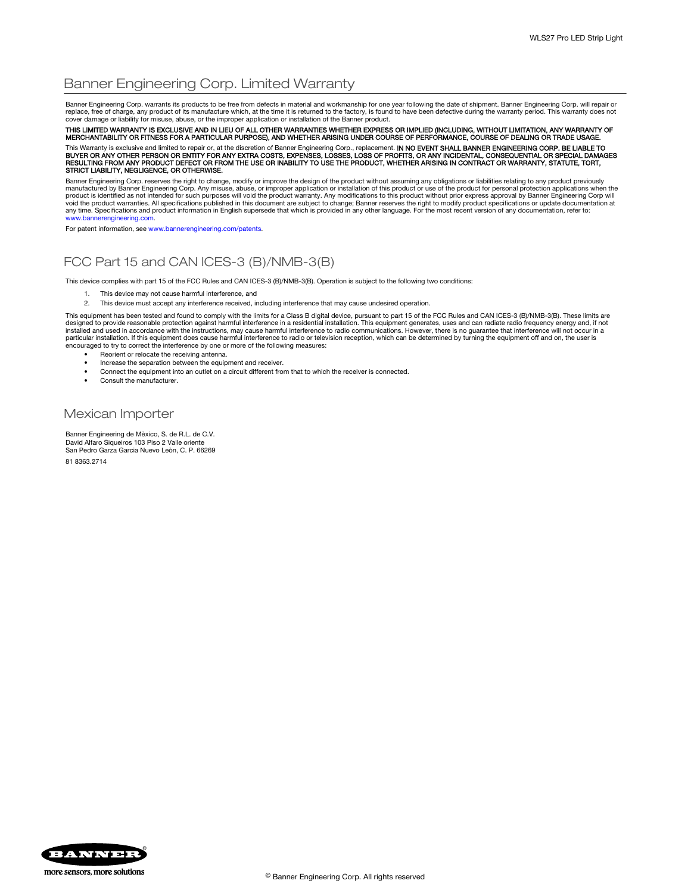## Banner Engineering Corp. Limited Warranty

Banner Engineering Corp. warrants its products to be free from defects in material and workmanship for one year following the date of shipment. Banner Engineering Corp. will repair or replace, free of charge, any product of its manufacture which, at the time it is returned to the factory, is found to have been defective during the warranty period. This warranty does not cover damage or liability for misuse, abuse, or the improper application or installation of the Banner product.

**THIS LIMITED WARRANTY IS EXCLUSIVE AND IN LIEU OF ALL OTHER WARRANTIES WHETHER EXPRESS OR IMPLIED (INCLUDING, WITHOUT LIMITATION, ANY WARRANTY OF MERCHANTABILITY OR FITNESS FOR A PARTICULAR PURPOSE), AND WHETHER ARISING UNDER COURSE OF PERFORMANCE, COURSE OF DEALING OR TRADE USAGE.**

This Warranty is exclusive and limited to repair or, at the discretion of Banner Engineering Corp., replacement. **IN NO EVENT SHALL BANNER ENGINEERING CORP. BE LIABLE TO BUYER OR ANY OTHER PERSON OR ENTITY FOR ANY EXTRA COSTS, EXPENSES, LOSSES, LOSS OF PROFITS, OR ANY INCIDENTAL, CONSEQUENTIAL OR SPECIAL DAMAGES RESULTING FROM ANY PRODUCT DEFECT OR FROM THE USE OR INABILITY TO USE THE PRODUCT, WHETHER ARISING IN CONTRACT OR WARRANTY, STATUTE, TORT, STRICT LIABILITY, NEGLIGENCE, OR OTHERWISE.**

Banner Engineering Corp. reserves the right to change, modify or improve the design of the product without assuming any obligations or liabilities relating to any product previously manufactured by Banner Engineering Corp. Any misuse, abuse, or improper application or installation of this product or use of the product for personal protection applications when the product is identified as not intended for such purposes will void the product warranty. Any modifications to this product without prior express approval by Banner Engineering Corp will void the product warranties. All specifications published in this document are subject to change; Banner reserves the right to modify product specifications or update documentation at any time. Specifications and product information in English supersede that which is provided in any other language. For the most recent version of any documentation, refer to: www.bannerengineering.com.

For patent information, see www.bannerengineering.com/patents.

## FCC Part 15 and CAN ICES-3 (B)/NMB-3(B)

This device complies with part 15 of the FCC Rules and CAN ICES-3 (B)/NMB-3(B). Operation is subject to the following two conditions:

1. This device may not cause harmful interference, and
2. This device must accept any interference received, including interference that may cause undesired operation.

This equipment has been tested and found to comply with the limits for a Class B digital device, pursuant to part 15 of the FCC Rules and CAN ICES-3 (B)/NMB-3(B). These limits are designed to provide reasonable protection against harmful interference in a residential installation. This equipment generates, uses and can radiate radio frequency energy and, if not installed and used in accordance with the instructions, may cause harmful interference to radio communications. However, there is no guarantee that interference will not occur in a particular installation. If this equipment does cause harmful interference to radio or television reception, which can be determined by turning the equipment off and on, the user is encouraged to try to correct the interference by one or more of the following measures:

- Reorient or relocate the receiving antenna.
- Increase the separation between the equipment and receiver.
- Connect the equipment into an outlet on a circuit different from that to which the receiver is connected.
- Consult the manufacturer.

## Mexican Importer

Banner Engineering de Mèxico, S. de R.L. de C.V.
David Alfaro Siqueiros 103 Piso 2 Valle oriente
San Pedro Garza Garcia Nuevo Leòn, C. P. 66269

81 8363.2714

more sensors, more solutions

© Banner Engineering Corp. All rights reserved